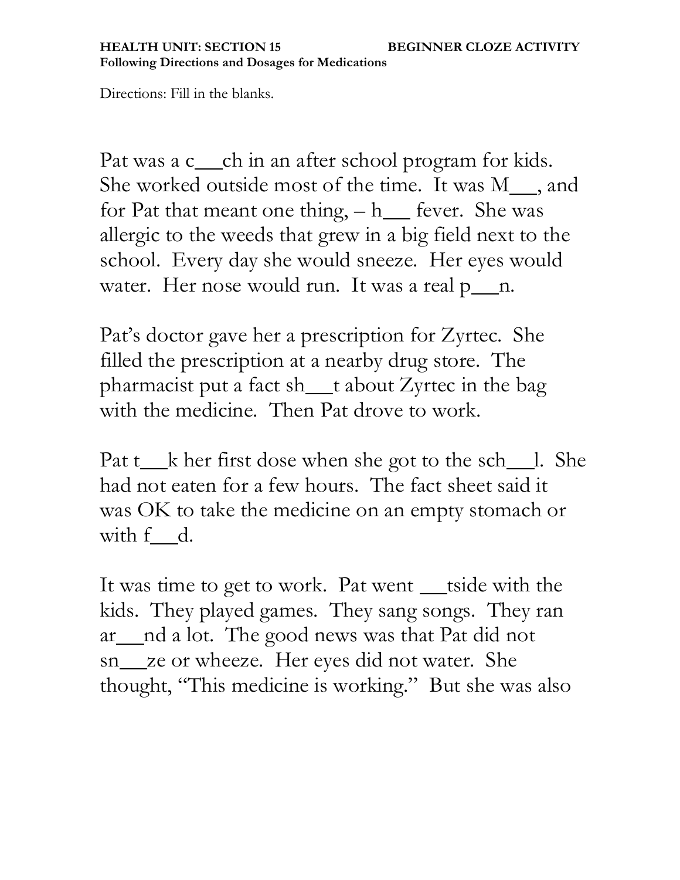**HEALTH UNIT: SECTION 15 BEGINNER CLOZE ACTIVITY**
**Following Directions and Dosages for Medications**

Directions: Fill in the blanks.

Pat was a c\_\_ch in an after school program for kids. She worked outside most of the time. It was M\_\_, and for Pat that meant one thing, – h\_\_ fever. She was allergic to the weeds that grew in a big field next to the school. Every day she would sneeze. Her eyes would water. Her nose would run. It was a real p\_\_n.

Pat's doctor gave her a prescription for Zyrtec. She filled the prescription at a nearby drug store. The pharmacist put a fact sh\_\_t about Zyrtec in the bag with the medicine. Then Pat drove to work.

Pat t\_\_k her first dose when she got to the sch\_\_l. She had not eaten for a few hours. The fact sheet said it was OK to take the medicine on an empty stomach or with f\_\_d.

It was time to get to work. Pat went \_\_tside with the kids. They played games. They sang songs. They ran ar\_\_nd a lot. The good news was that Pat did not sn\_\_ze or wheeze. Her eyes did not water. She thought, "This medicine is working." But she was also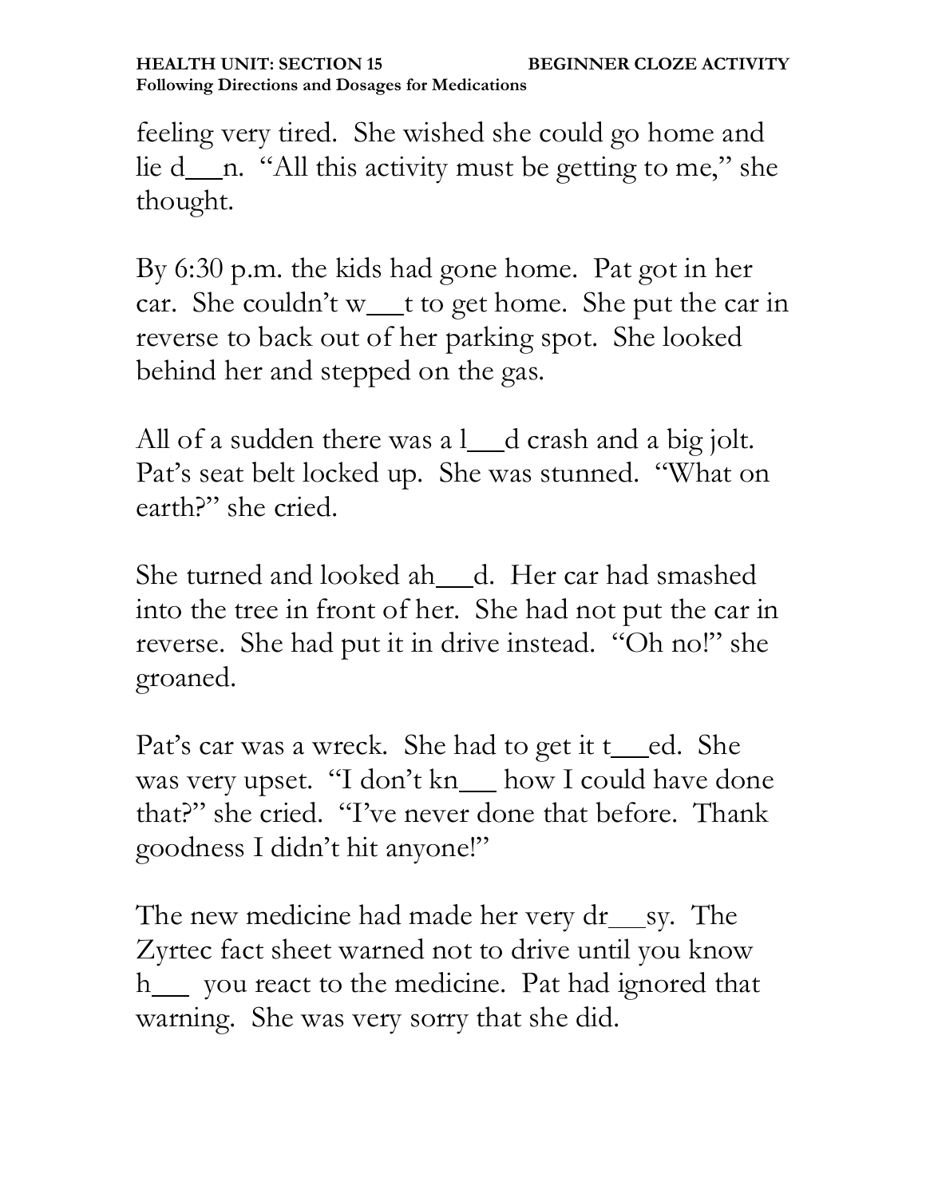feeling very tired. She wished she could go home and lie d___n. "All this activity must be getting to me," she thought.

By 6:30 p.m. the kids had gone home. Pat got in her car. She couldn't w___t to get home. She put the car in reverse to back out of her parking spot. She looked behind her and stepped on the gas.

All of a sudden there was a l___d crash and a big jolt. Pat's seat belt locked up. She was stunned. "What on earth?" she cried.

She turned and looked ah___d. Her car had smashed into the tree in front of her. She had not put the car in reverse. She had put it in drive instead. "Oh no!" she groaned.

Pat's car was a wreck. She had to get it t___ed. She was very upset. "I don't kn___ how I could have done that?" she cried. "I've never done that before. Thank goodness I didn't hit anyone!"

The new medicine had made her very dr___sy. The Zyrtec fact sheet warned not to drive until you know h___ you react to the medicine. Pat had ignored that warning. She was very sorry that she did.